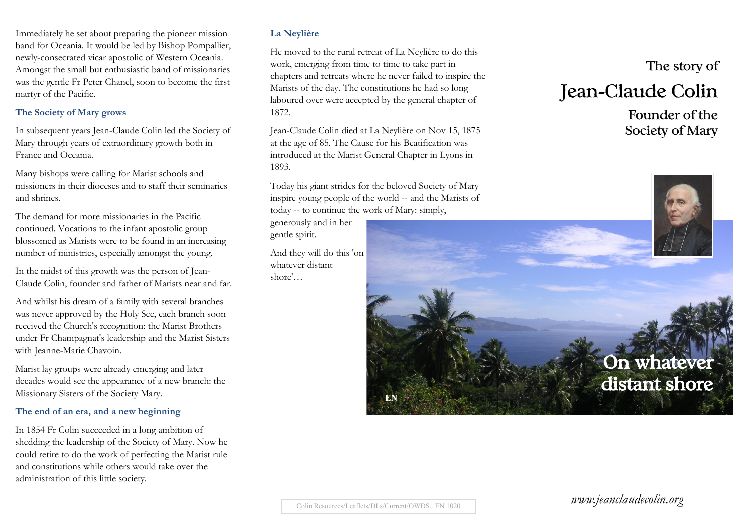Immediately he set about preparing the pioneer mission band for Oceania. It would be led by Bishop Pompallier, newly-consecrated vicar apostolic of Western Oceania. Amongst the small but enthusiastic band of missionaries was the gentle Fr Peter Chanel, soon to become the first martyr of the Pacific.

### The Society of Mary grows

In subsequent years Jean-Claude Colin led the Society of Mary through years of extraordinary growth both in France and Oceania.

Many bishops were calling for Marist schools and missioners in their dioceses and to staff their seminaries and shrines.

The demand for more missionaries in the Pacific continued. Vocations to the infant apostolic group blossomed as Marists were to be found in an increasing number of ministries, especially amongst the young.

In the midst of this growth was the person of Jean-Claude Colin, founder and father of Marists near and far.

And whilst his dream of a family with several branches was never approved by the Holy See, each branch soon received the Church's recognition: the Marist Brothers under Fr Champagnat's leadership and the Marist Sisters with Jeanne-Marie Chavoin.

Marist lay groups were already emerging and later decades would see the appearance of a new branch: the Missionary Sisters of the Society Mary.

### The end of an era, and a new beginning

In 1854 Fr Colin succeeded in a long ambition of shedding the leadership of the Society of Mary. Now he could retire to do the work of perfecting the Marist rule and constitutions while others would take over the administration of this little society.

### La Neylière

He moved to the rural retreat of La Neylière to do this work, emerging from time to time to take part in chapters and retreats where he never failed to inspire the Marists of the day. The constitutions he had so long laboured over were accepted by the general chapter of 1872.

Jean-Claude Colin died at La Neylière on Nov 15, 1875 at the age of 85. The Cause for his Beatification was introduced at the Marist General Chapter in Lyons in 1893.

Today his giant strides for the beloved Society of Mary inspire young people of the world -- and the Marists of today -- to continue the work of Mary: simply, generously and in her gentle spirit.

And they will do this 'on whatever distant shore'…

Colin Resources/Leaflets/DLs/Current/OWDS...EN 1020

# The story of Jean-Claude Colin

## Founder of the Society of Mary

EN

## On whatever distant shore

*www.jeanclaudecolin.org*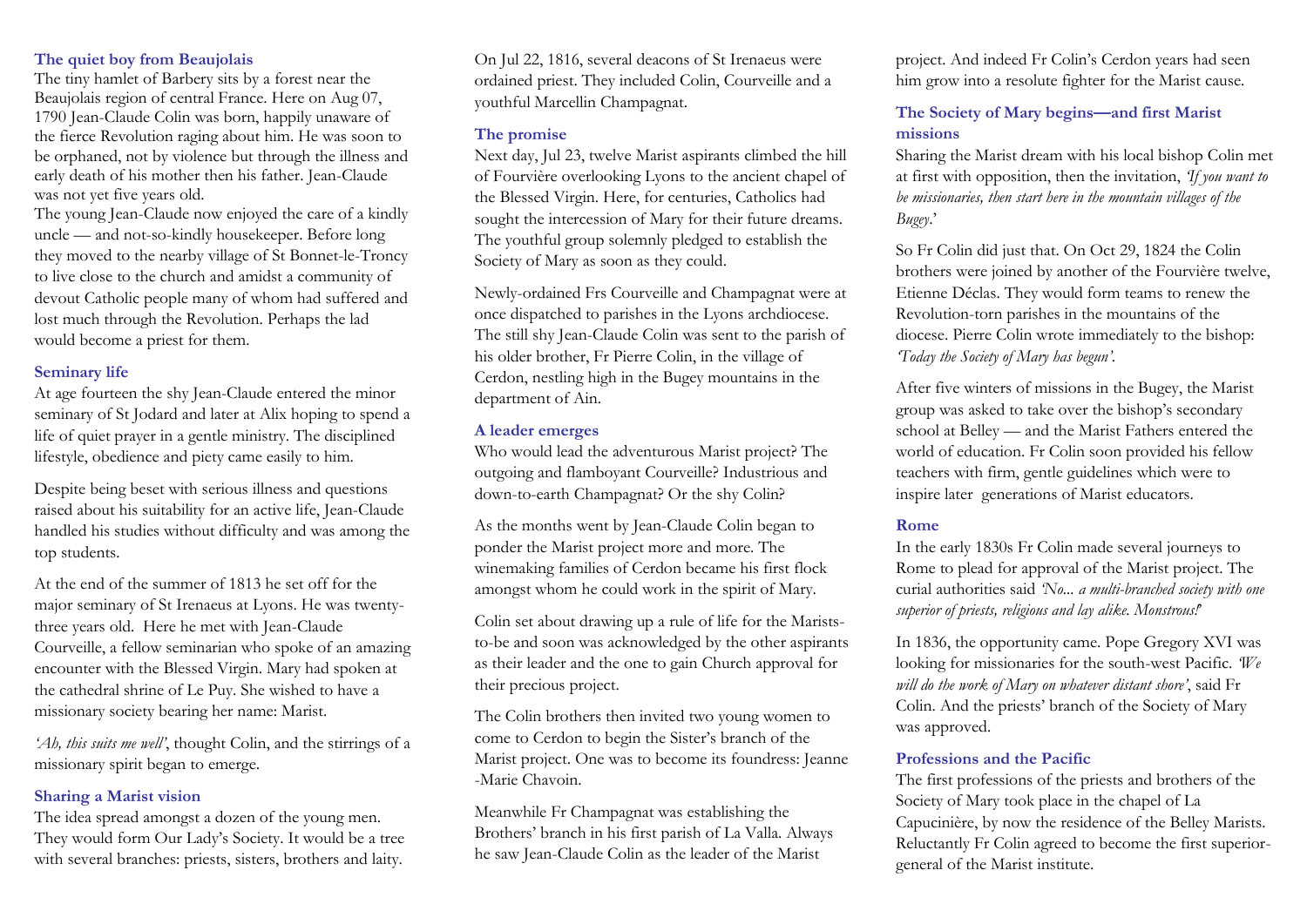### The quiet boy from Beaujolais

The tiny hamlet of Barbery sits by a forest near the Beaujolais region of central France. Here on Aug 07, 1790 Jean-Claude Colin was born, happily unaware of the fierce Revolution raging about him. He was soon to be orphaned, not by violence but through the illness and early death of his mother then his father. Jean-Claude was not yet five years old.

The young Jean-Claude now enjoyed the care of a kindly uncle — and not-so-kindly housekeeper. Before long they moved to the nearby village of St Bonnet-le-Troncy to live close to the church and amidst a community of devout Catholic people many of whom had suffered and lost much through the Revolution. Perhaps the lad would become a priest for them.

### Seminary life

At age fourteen the shy Jean-Claude entered the minor seminary of St Jodard and later at Alix hoping to spend a life of quiet prayer in a gentle ministry. The disciplined lifestyle, obedience and piety came easily to him.

Despite being beset with serious illness and questions raised about his suitability for an active life, Jean-Claude handled his studies without difficulty and was among the top students.

At the end of the summer of 1813 he set off for the major seminary of St Irenaeus at Lyons. He was twenty-three years old. Here he met with Jean-Claude Courveille, a fellow seminarian who spoke of an amazing encounter with the Blessed Virgin. Mary had spoken at the cathedral shrine of Le Puy. She wished to have a missionary society bearing her name: Marist.

*'Ah, this suits me well'*, thought Colin, and the stirrings of a missionary spirit began to emerge.

### Sharing a Marist vision

The idea spread amongst a dozen of the young men. They would form Our Lady's Society. It would be a tree with several branches: priests, sisters, brothers and laity.

On Jul 22, 1816, several deacons of St Irenaeus were ordained priest. They included Colin, Courveille and a youthful Marcellin Champagnat.

### The promise

Next day, Jul 23, twelve Marist aspirants climbed the hill of Fourvière overlooking Lyons to the ancient chapel of the Blessed Virgin. Here, for centuries, Catholics had sought the intercession of Mary for their future dreams. The youthful group solemnly pledged to establish the Society of Mary as soon as they could.

Newly-ordained Frs Courveille and Champagnat were at once dispatched to parishes in the Lyons archdiocese. The still shy Jean-Claude Colin was sent to the parish of his older brother, Fr Pierre Colin, in the village of Cerdon, nestling high in the Bugey mountains in the department of Ain.

### A leader emerges

Who would lead the adventurous Marist project? The outgoing and flamboyant Courveille? Industrious and down-to-earth Champagnat? Or the shy Colin?

As the months went by Jean-Claude Colin began to ponder the Marist project more and more. The winemaking families of Cerdon became his first flock amongst whom he could work in the spirit of Mary.

Colin set about drawing up a rule of life for the Marists-to-be and soon was acknowledged by the other aspirants as their leader and the one to gain Church approval for their precious project.

The Colin brothers then invited two young women to come to Cerdon to begin the Sister's branch of the Marist project. One was to become its foundress: Jeanne-Marie Chavoin.

Meanwhile Fr Champagnat was establishing the Brothers' branch in his first parish of La Valla. Always he saw Jean-Claude Colin as the leader of the Marist project. And indeed Fr Colin's Cerdon years had seen him grow into a resolute fighter for the Marist cause.

### The Society of Mary begins—and first Marist missions

Sharing the Marist dream with his local bishop Colin met at first with opposition, then the invitation, *'If you want to be missionaries, then start here in the mountain villages of the Bugey.'*

So Fr Colin did just that. On Oct 29, 1824 the Colin brothers were joined by another of the Fourvière twelve, Etienne Déclas. They would form teams to renew the Revolution-torn parishes in the mountains of the diocese. Pierre Colin wrote immediately to the bishop: *'Today the Society of Mary has begun'.*

After five winters of missions in the Bugey, the Marist group was asked to take over the bishop's secondary school at Belley — and the Marist Fathers entered the world of education. Fr Colin soon provided his fellow teachers with firm, gentle guidelines which were to inspire later generations of Marist educators.

### Rome

In the early 1830s Fr Colin made several journeys to Rome to plead for approval of the Marist project. The curial authorities said *'No... a multi-branched society with one superior of priests, religious and lay alike. Monstrous!'*

In 1836, the opportunity came. Pope Gregory XVI was looking for missionaries for the south-west Pacific. *'We will do the work of Mary on whatever distant shore'*, said Fr Colin. And the priests' branch of the Society of Mary was approved.

### Professions and the Pacific

The first professions of the priests and brothers of the Society of Mary took place in the chapel of La Capucinière, by now the residence of the Belley Marists. Reluctantly Fr Colin agreed to become the first superior-general of the Marist institute.